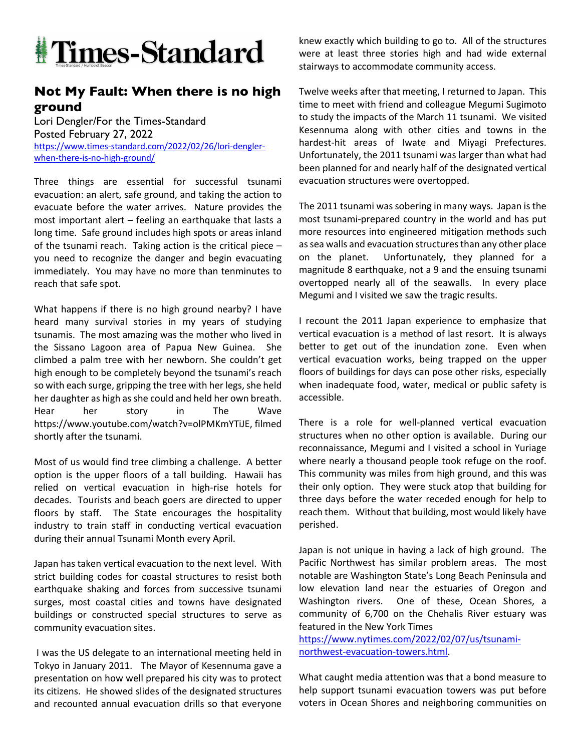Times-Standard

## Not My Fault: When there is no high ground

Lori Dengler/For the Times-Standard
Posted February 27, 2022
https://www.times-standard.com/2022/02/26/lori-dengler-when-there-is-no-high-ground/

Three things are essential for successful tsunami evacuation: an alert, safe ground, and taking the action to evacuate before the water arrives. Nature provides the most important alert – feeling an earthquake that lasts a long time. Safe ground includes high spots or areas inland of the tsunami reach. Taking action is the critical piece – you need to recognize the danger and begin evacuating immediately. You may have no more than tenminutes to reach that safe spot.

What happens if there is no high ground nearby? I have heard many survival stories in my years of studying tsunamis. The most amazing was the mother who lived in the Sissano Lagoon area of Papua New Guinea. She climbed a palm tree with her newborn. She couldn't get high enough to be completely beyond the tsunami's reach so with each surge, gripping the tree with her legs, she held her daughter as high as she could and held her own breath. Hear her story in The Wave https://www.youtube.com/watch?v=olPMKmYTiJE, filmed shortly after the tsunami.

Most of us would find tree climbing a challenge. A better option is the upper floors of a tall building. Hawaii has relied on vertical evacuation in high-rise hotels for decades. Tourists and beach goers are directed to upper floors by staff. The State encourages the hospitality industry to train staff in conducting vertical evacuation during their annual Tsunami Month every April.

Japan has taken vertical evacuation to the next level. With strict building codes for coastal structures to resist both earthquake shaking and forces from successive tsunami surges, most coastal cities and towns have designated buildings or constructed special structures to serve as community evacuation sites.

I was the US delegate to an international meeting held in Tokyo in January 2011. The Mayor of Kesennuma gave a presentation on how well prepared his city was to protect its citizens. He showed slides of the designated structures and recounted annual evacuation drills so that everyone knew exactly which building to go to. All of the structures were at least three stories high and had wide external stairways to accommodate community access.

Twelve weeks after that meeting, I returned to Japan. This time to meet with friend and colleague Megumi Sugimoto to study the impacts of the March 11 tsunami. We visited Kesennuma along with other cities and towns in the hardest-hit areas of Iwate and Miyagi Prefectures. Unfortunately, the 2011 tsunami was larger than what had been planned for and nearly half of the designated vertical evacuation structures were overtopped.

The 2011 tsunami was sobering in many ways. Japan is the most tsunami-prepared country in the world and has put more resources into engineered mitigation methods such as sea walls and evacuation structures than any other place on the planet. Unfortunately, they planned for a magnitude 8 earthquake, not a 9 and the ensuing tsunami overtopped nearly all of the seawalls. In every place Megumi and I visited we saw the tragic results.

I recount the 2011 Japan experience to emphasize that vertical evacuation is a method of last resort. It is always better to get out of the inundation zone. Even when vertical evacuation works, being trapped on the upper floors of buildings for days can pose other risks, especially when inadequate food, water, medical or public safety is accessible.

There is a role for well-planned vertical evacuation structures when no other option is available. During our reconnaissance, Megumi and I visited a school in Yuriage where nearly a thousand people took refuge on the roof. This community was miles from high ground, and this was their only option. They were stuck atop that building for three days before the water receded enough for help to reach them. Without that building, most would likely have perished.

Japan is not unique in having a lack of high ground. The Pacific Northwest has similar problem areas. The most notable are Washington State's Long Beach Peninsula and low elevation land near the estuaries of Oregon and Washington rivers. One of these, Ocean Shores, a community of 6,700 on the Chehalis River estuary was featured in the New York Times https://www.nytimes.com/2022/02/07/us/tsunami-northwest-evacuation-towers.html.

What caught media attention was that a bond measure to help support tsunami evacuation towers was put before voters in Ocean Shores and neighboring communities on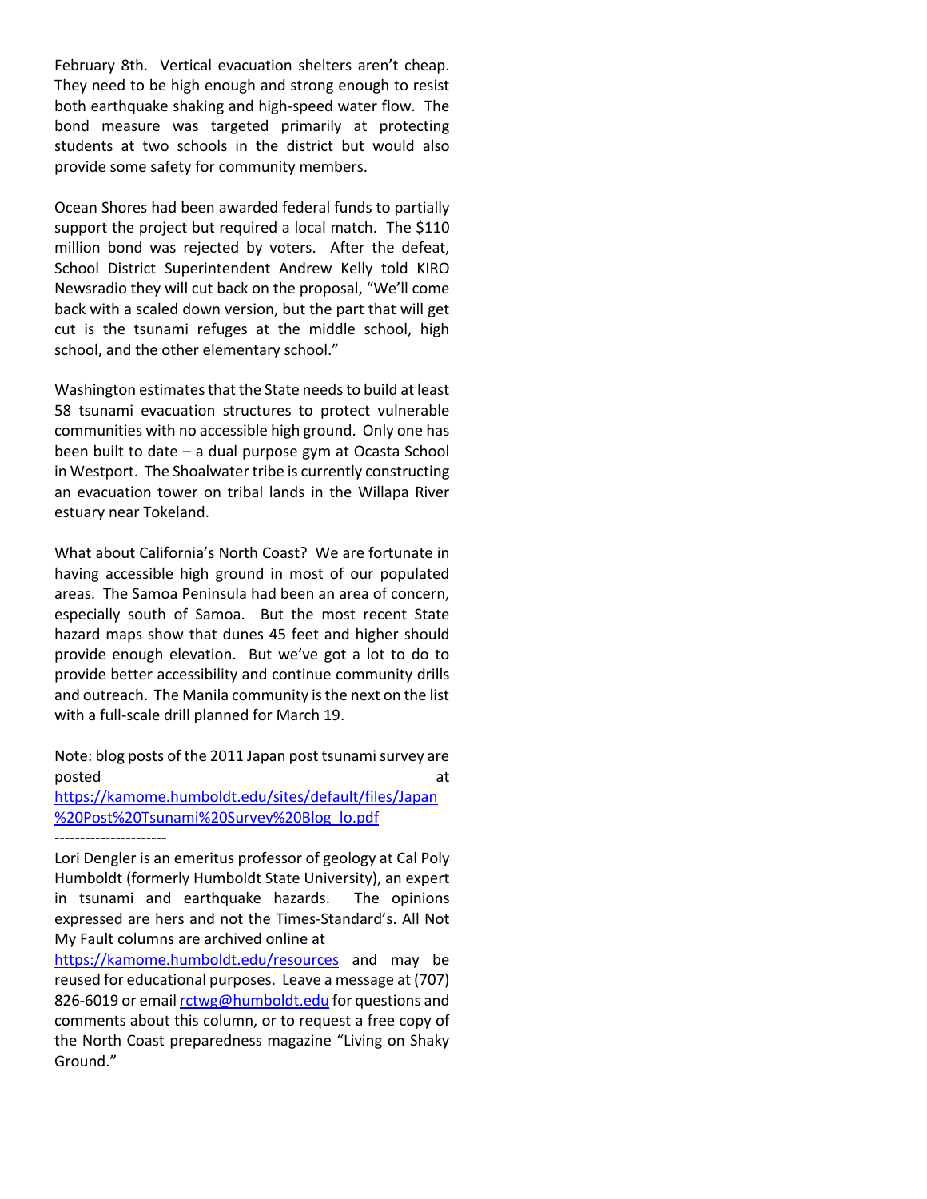February 8th. Vertical evacuation shelters aren't cheap. They need to be high enough and strong enough to resist both earthquake shaking and high-speed water flow. The bond measure was targeted primarily at protecting students at two schools in the district but would also provide some safety for community members.

Ocean Shores had been awarded federal funds to partially support the project but required a local match. The $110 million bond was rejected by voters. After the defeat, School District Superintendent Andrew Kelly told KIRO Newsradio they will cut back on the proposal, "We'll come back with a scaled down version, but the part that will get cut is the tsunami refuges at the middle school, high school, and the other elementary school."

Washington estimates that the State needs to build at least 58 tsunami evacuation structures to protect vulnerable communities with no accessible high ground. Only one has been built to date – a dual purpose gym at Ocasta School in Westport. The Shoalwater tribe is currently constructing an evacuation tower on tribal lands in the Willapa River estuary near Tokeland.

What about California's North Coast? We are fortunate in having accessible high ground in most of our populated areas. The Samoa Peninsula had been an area of concern, especially south of Samoa. But the most recent State hazard maps show that dunes 45 feet and higher should provide enough elevation. But we've got a lot to do to provide better accessibility and continue community drills and outreach. The Manila community is the next on the list with a full-scale drill planned for March 19.

Note: blog posts of the 2011 Japan post tsunami survey are posted at https://kamome.humboldt.edu/sites/default/files/Japan%20Post%20Tsunami%20Survey%20Blog_lo.pdf

----------------------

Lori Dengler is an emeritus professor of geology at Cal Poly Humboldt (formerly Humboldt State University), an expert in tsunami and earthquake hazards. The opinions expressed are hers and not the Times-Standard's. All Not My Fault columns are archived online at https://kamome.humboldt.edu/resources and may be reused for educational purposes. Leave a message at (707) 826-6019 or email rctwg@humboldt.edu for questions and comments about this column, or to request a free copy of the North Coast preparedness magazine "Living on Shaky Ground."